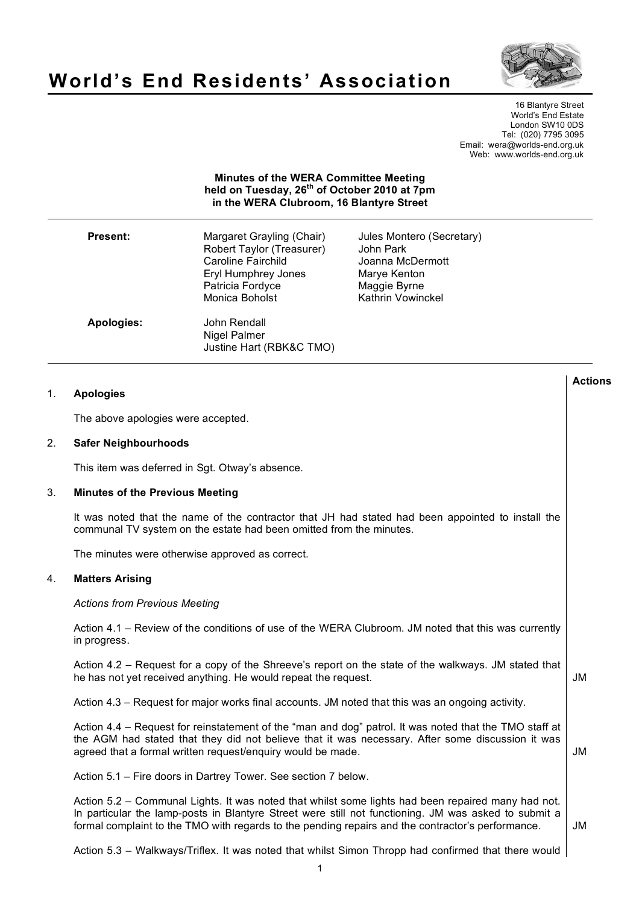# World's End Residents' Association

16 Blantyre Street
World's End Estate
London SW10 0DS
Tel: (020) 7795 3095
Email: wera@worlds-end.org.uk
Web: www.worlds-end.org.uk

**Minutes of the WERA Committee Meeting held on Tuesday, 26th of October 2010 at 7pm in the WERA Clubroom, 16 Blantyre Street**

**Present:**

Margaret Grayling (Chair)
Robert Taylor (Treasurer)
Caroline Fairchild
Eryl Humphrey Jones
Patricia Fordyce
Monica Boholst
Jules Montero (Secretary)
John Park
Joanna McDermott
Marye Kenton
Maggie Byrne
Kathrin Vowinckel

**Apologies:**

John Rendall
Nigel Palmer
Justine Hart (RBK&C TMO)

**Actions**

1. **Apologies**

   The above apologies were accepted.

2. **Safer Neighbourhoods**

   This item was deferred in Sgt. Otway's absence.

3. **Minutes of the Previous Meeting**

   It was noted that the name of the contractor that JH had stated had been appointed to install the communal TV system on the estate had been omitted from the minutes.

   The minutes were otherwise approved as correct.

4. **Matters Arising**

   *Actions from Previous Meeting*

   Action 4.1 – Review of the conditions of use of the WERA Clubroom. JM noted that this was currently in progress.

   Action 4.2 – Request for a copy of the Shreeve's report on the state of the walkways. JM stated that he has not yet received anything. He would repeat the request. **JM**

   Action 4.3 – Request for major works final accounts. JM noted that this was an ongoing activity.

   Action 4.4 – Request for reinstatement of the "man and dog" patrol. It was noted that the TMO staff at the AGM had stated that they did not believe that it was necessary. After some discussion it was agreed that a formal written request/enquiry would be made. **JM**

   Action 5.1 – Fire doors in Dartrey Tower. See section 7 below.

   Action 5.2 – Communal Lights. It was noted that whilst some lights had been repaired many had not. In particular the lamp-posts in Blantyre Street were still not functioning. JM was asked to submit a formal complaint to the TMO with regards to the pending repairs and the contractor's performance. **JM**

   Action 5.3 – Walkways/Triflex. It was noted that whilst Simon Thropp had confirmed that there would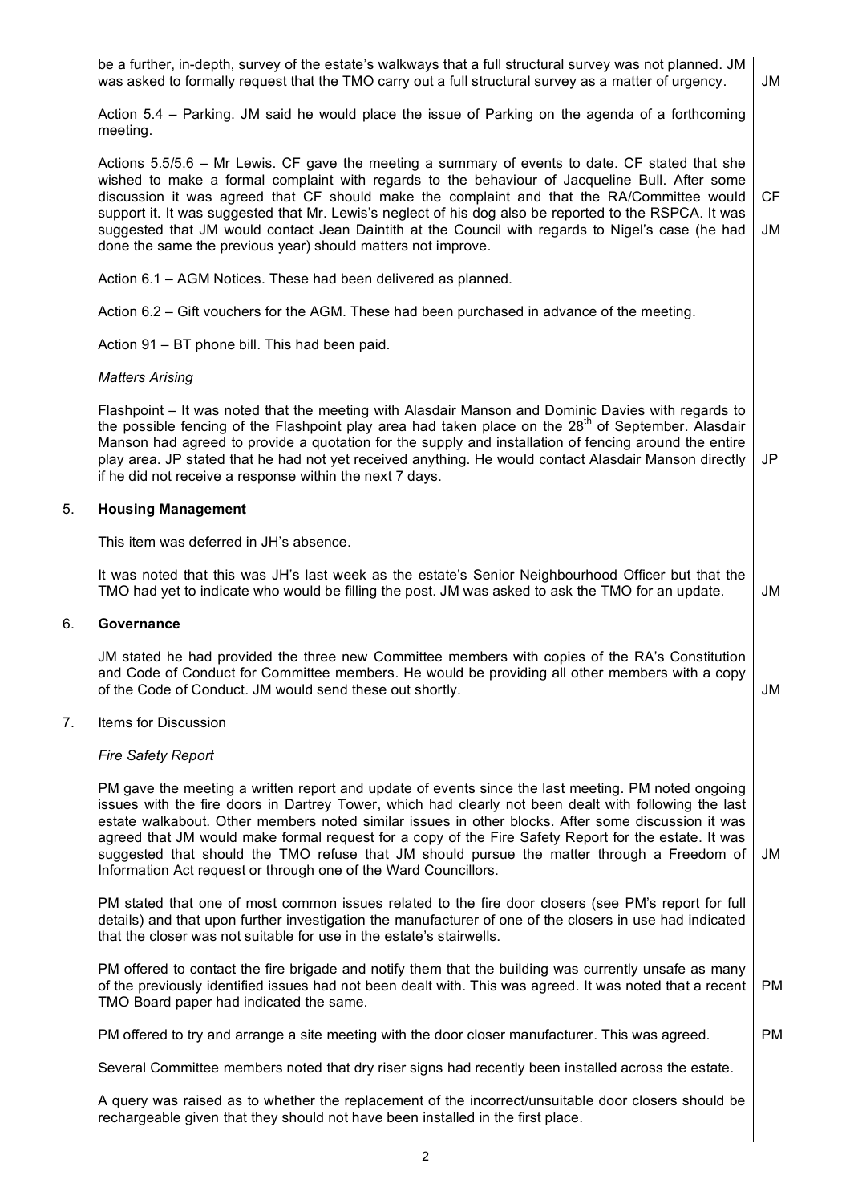be a further, in-depth, survey of the estate's walkways that a full structural survey was not planned. JM was asked to formally request that the TMO carry out a full structural survey as a matter of urgency. **JM**

Action 5.4 – Parking. JM said he would place the issue of Parking on the agenda of a forthcoming meeting.

Actions 5.5/5.6 – Mr Lewis. CF gave the meeting a summary of events to date. CF stated that she wished to make a formal complaint with regards to the behaviour of Jacqueline Bull. After some discussion it was agreed that CF should make the complaint and that the RA/Committee would support it. It was suggested that Mr. Lewis's neglect of his dog also be reported to the RSPCA. It was suggested that JM would contact Jean Daintith at the Council with regards to Nigel's case (he had done the same the previous year) should matters not improve. **CF** **JM**

Action 6.1 – AGM Notices. These had been delivered as planned.

Action 6.2 – Gift vouchers for the AGM. These had been purchased in advance of the meeting.

Action 91 – BT phone bill. This had been paid.

*Matters Arising*

Flashpoint – It was noted that the meeting with Alasdair Manson and Dominic Davies with regards to the possible fencing of the Flashpoint play area had taken place on the 28th of September. Alasdair Manson had agreed to provide a quotation for the supply and installation of fencing around the entire play area. JP stated that he had not yet received anything. He would contact Alasdair Manson directly if he did not receive a response within the next 7 days. **JP**

## 5. Housing Management

This item was deferred in JH's absence.

It was noted that this was JH's last week as the estate's Senior Neighbourhood Officer but that the TMO had yet to indicate who would be filling the post. JM was asked to ask the TMO for an update. **JM**

## 6. Governance

JM stated he had provided the three new Committee members with copies of the RA's Constitution and Code of Conduct for Committee members. He would be providing all other members with a copy of the Code of Conduct. JM would send these out shortly. **JM**

## 7. Items for Discussion

*Fire Safety Report*

PM gave the meeting a written report and update of events since the last meeting. PM noted ongoing issues with the fire doors in Dartrey Tower, which had clearly not been dealt with following the last estate walkabout. Other members noted similar issues in other blocks. After some discussion it was agreed that JM would make formal request for a copy of the Fire Safety Report for the estate. It was suggested that should the TMO refuse that JM should pursue the matter through a Freedom of Information Act request or through one of the Ward Councillors. **JM**

PM stated that one of most common issues related to the fire door closers (see PM's report for full details) and that upon further investigation the manufacturer of one of the closers in use had indicated that the closer was not suitable for use in the estate's stairwells.

PM offered to contact the fire brigade and notify them that the building was currently unsafe as many of the previously identified issues had not been dealt with. This was agreed. It was noted that a recent TMO Board paper had indicated the same. **PM**

PM offered to try and arrange a site meeting with the door closer manufacturer. This was agreed. **PM**

Several Committee members noted that dry riser signs had recently been installed across the estate.

A query was raised as to whether the replacement of the incorrect/unsuitable door closers should be rechargeable given that they should not have been installed in the first place.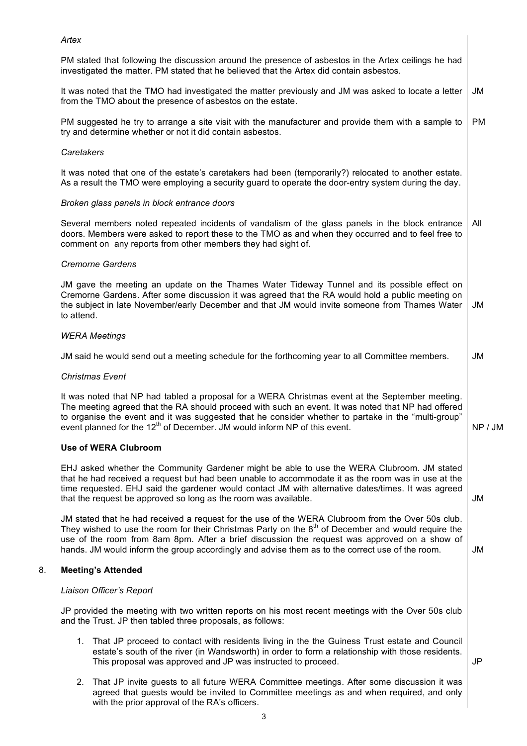*Artex*

PM stated that following the discussion around the presence of asbestos in the Artex ceilings he had investigated the matter. PM stated that he believed that the Artex did contain asbestos.

It was noted that the TMO had investigated the matter previously and JM was asked to locate a letter from the TMO about the presence of asbestos on the estate. **JM**

PM suggested he try to arrange a site visit with the manufacturer and provide them with a sample to try and determine whether or not it did contain asbestos. **PM**

*Caretakers*

It was noted that one of the estate's caretakers had been (temporarily?) relocated to another estate. As a result the TMO were employing a security guard to operate the door-entry system during the day.

*Broken glass panels in block entrance doors*

Several members noted repeated incidents of vandalism of the glass panels in the block entrance doors. Members were asked to report these to the TMO as and when they occurred and to feel free to comment on any reports from other members they had sight of. **All**

*Cremorne Gardens*

JM gave the meeting an update on the Thames Water Tideway Tunnel and its possible effect on Cremorne Gardens. After some discussion it was agreed that the RA would hold a public meeting on the subject in late November/early December and that JM would invite someone from Thames Water to attend. **JM**

*WERA Meetings*

JM said he would send out a meeting schedule for the forthcoming year to all Committee members. **JM**

*Christmas Event*

It was noted that NP had tabled a proposal for a WERA Christmas event at the September meeting. The meeting agreed that the RA should proceed with such an event. It was noted that NP had offered to organise the event and it was suggested that he consider whether to partake in the "multi-group" event planned for the 12th of December. JM would inform NP of this event. **NP / JM**

**Use of WERA Clubroom**

EHJ asked whether the Community Gardener might be able to use the WERA Clubroom. JM stated that he had received a request but had been unable to accommodate it as the room was in use at the time requested. EHJ said the gardener would contact JM with alternative dates/times. It was agreed that the request be approved so long as the room was available. **JM**

JM stated that he had received a request for the use of the WERA Clubroom from the Over 50s club. They wished to use the room for their Christmas Party on the 8th of December and would require the use of the room from 8am 8pm. After a brief discussion the request was approved on a show of hands. JM would inform the group accordingly and advise them as to the correct use of the room. **JM**

## 8. Meeting's Attended

*Liaison Officer's Report*

JP provided the meeting with two written reports on his most recent meetings with the Over 50s club and the Trust. JP then tabled three proposals, as follows:

1. That JP proceed to contact with residents living in the the Guiness Trust estate and Council estate's south of the river (in Wandsworth) in order to form a relationship with those residents. This proposal was approved and JP was instructed to proceed. **JP**
2. That JP invite guests to all future WERA Committee meetings. After some discussion it was agreed that guests would be invited to Committee meetings as and when required, and only with the prior approval of the RA's officers.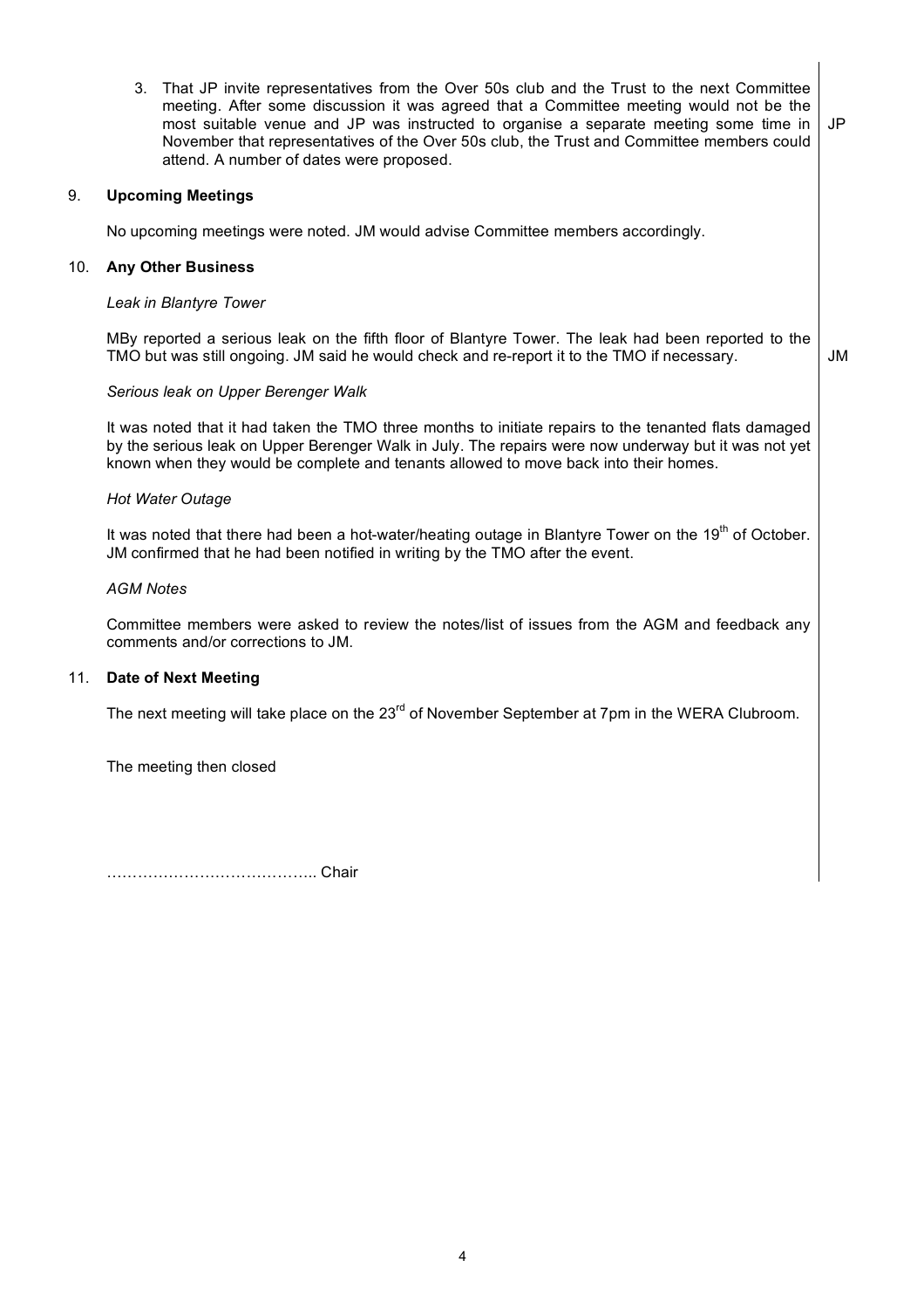3. That JP invite representatives from the Over 50s club and the Trust to the next Committee meeting. After some discussion it was agreed that a Committee meeting would not be the most suitable venue and JP was instructed to organise a separate meeting some time in November that representatives of the Over 50s club, the Trust and Committee members could attend. A number of dates were proposed. — **JP**

## 9. Upcoming Meetings

No upcoming meetings were noted. JM would advise Committee members accordingly.

## 10. Any Other Business

*Leak in Blantyre Tower*

MBy reported a serious leak on the fifth floor of Blantyre Tower. The leak had been reported to the TMO but was still ongoing. JM said he would check and re-report it to the TMO if necessary. — **JM**

*Serious leak on Upper Berenger Walk*

It was noted that it had taken the TMO three months to initiate repairs to the tenanted flats damaged by the serious leak on Upper Berenger Walk in July. The repairs were now underway but it was not yet known when they would be complete and tenants allowed to move back into their homes.

*Hot Water Outage*

It was noted that there had been a hot-water/heating outage in Blantyre Tower on the 19th of October. JM confirmed that he had been notified in writing by the TMO after the event.

*AGM Notes*

Committee members were asked to review the notes/list of issues from the AGM and feedback any comments and/or corrections to JM.

## 11. Date of Next Meeting

The next meeting will take place on the 23rd of November September at 7pm in the WERA Clubroom.

The meeting then closed

………………………………….. Chair